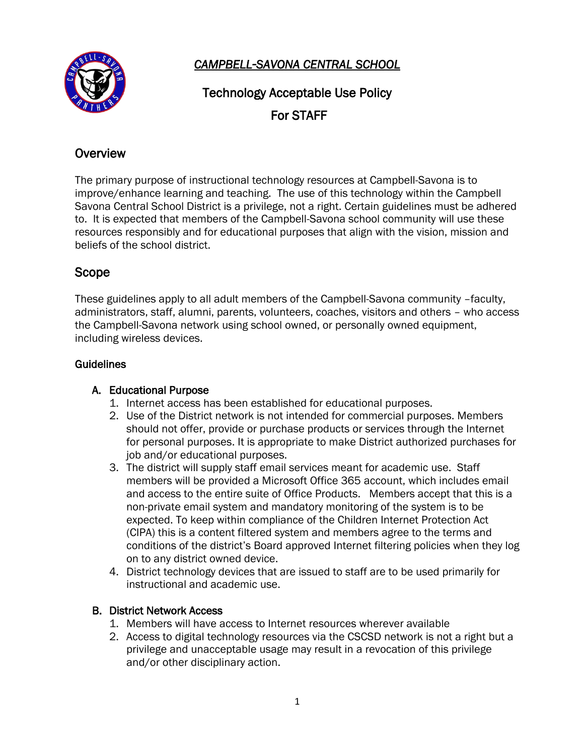*CAMPBELL-SAVONA CENTRAL SCHOOL*

# Technology Acceptable Use Policy
# For STAFF

## Overview

The primary purpose of instructional technology resources at Campbell-Savona is to improve/enhance learning and teaching. The use of this technology within the Campbell Savona Central School District is a privilege, not a right. Certain guidelines must be adhered to. It is expected that members of the Campbell-Savona school community will use these resources responsibly and for educational purposes that align with the vision, mission and beliefs of the school district.

## Scope

These guidelines apply to all adult members of the Campbell-Savona community –faculty, administrators, staff, alumni, parents, volunteers, coaches, visitors and others – who access the Campbell-Savona network using school owned, or personally owned equipment, including wireless devices.

### Guidelines

#### A. Educational Purpose

1. Internet access has been established for educational purposes.
2. Use of the District network is not intended for commercial purposes. Members should not offer, provide or purchase products or services through the Internet for personal purposes. It is appropriate to make District authorized purchases for job and/or educational purposes.
3. The district will supply staff email services meant for academic use. Staff members will be provided a Microsoft Office 365 account, which includes email and access to the entire suite of Office Products. Members accept that this is a non-private email system and mandatory monitoring of the system is to be expected. To keep within compliance of the Children Internet Protection Act (CIPA) this is a content filtered system and members agree to the terms and conditions of the district's Board approved Internet filtering policies when they log on to any district owned device.
4. District technology devices that are issued to staff are to be used primarily for instructional and academic use.

#### B. District Network Access

1. Members will have access to Internet resources wherever available
2. Access to digital technology resources via the CSCSD network is not a right but a privilege and unacceptable usage may result in a revocation of this privilege and/or other disciplinary action.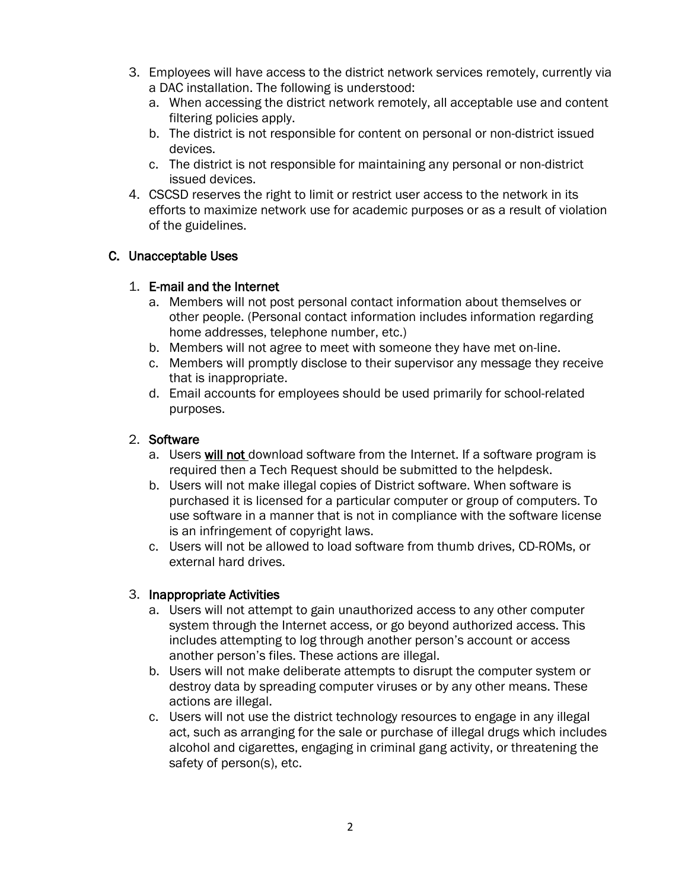3. Employees will have access to the district network services remotely, currently via a DAC installation. The following is understood:
   a. When accessing the district network remotely, all acceptable use and content filtering policies apply.
   b. The district is not responsible for content on personal or non-district issued devices.
   c. The district is not responsible for maintaining any personal or non-district issued devices.
4. CSCSD reserves the right to limit or restrict user access to the network in its efforts to maximize network use for academic purposes or as a result of violation of the guidelines.

## C. Unacceptable Uses

1. **E-mail and the Internet**
   a. Members will not post personal contact information about themselves or other people. (Personal contact information includes information regarding home addresses, telephone number, etc.)
   b. Members will not agree to meet with someone they have met on-line.
   c. Members will promptly disclose to their supervisor any message they receive that is inappropriate.
   d. Email accounts for employees should be used primarily for school-related purposes.

2. **Software**
   a. Users **will not** download software from the Internet. If a software program is required then a Tech Request should be submitted to the helpdesk.
   b. Users will not make illegal copies of District software. When software is purchased it is licensed for a particular computer or group of computers. To use software in a manner that is not in compliance with the software license is an infringement of copyright laws.
   c. Users will not be allowed to load software from thumb drives, CD-ROMs, or external hard drives.

3. **Inappropriate Activities**
   a. Users will not attempt to gain unauthorized access to any other computer system through the Internet access, or go beyond authorized access. This includes attempting to log through another person's account or access another person's files. These actions are illegal.
   b. Users will not make deliberate attempts to disrupt the computer system or destroy data by spreading computer viruses or by any other means. These actions are illegal.
   c. Users will not use the district technology resources to engage in any illegal act, such as arranging for the sale or purchase of illegal drugs which includes alcohol and cigarettes, engaging in criminal gang activity, or threatening the safety of person(s), etc.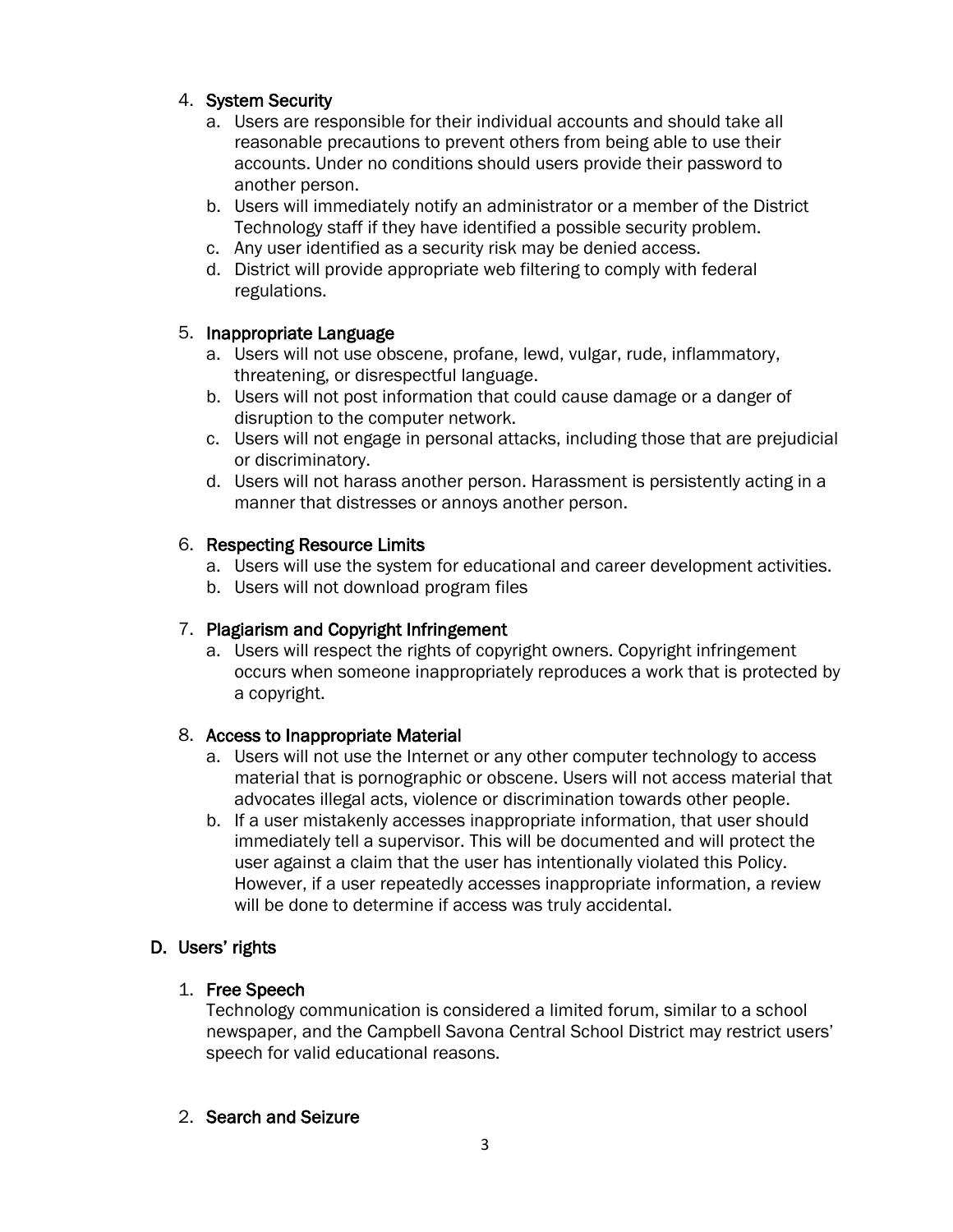4. **System Security**
   a. Users are responsible for their individual accounts and should take all reasonable precautions to prevent others from being able to use their accounts. Under no conditions should users provide their password to another person.
   b. Users will immediately notify an administrator or a member of the District Technology staff if they have identified a possible security problem.
   c. Any user identified as a security risk may be denied access.
   d. District will provide appropriate web filtering to comply with federal regulations.

5. **Inappropriate Language**
   a. Users will not use obscene, profane, lewd, vulgar, rude, inflammatory, threatening, or disrespectful language.
   b. Users will not post information that could cause damage or a danger of disruption to the computer network.
   c. Users will not engage in personal attacks, including those that are prejudicial or discriminatory.
   d. Users will not harass another person. Harassment is persistently acting in a manner that distresses or annoys another person.

6. **Respecting Resource Limits**
   a. Users will use the system for educational and career development activities.
   b. Users will not download program files

7. **Plagiarism and Copyright Infringement**
   a. Users will respect the rights of copyright owners. Copyright infringement occurs when someone inappropriately reproduces a work that is protected by a copyright.

8. **Access to Inappropriate Material**
   a. Users will not use the Internet or any other computer technology to access material that is pornographic or obscene. Users will not access material that advocates illegal acts, violence or discrimination towards other people.
   b. If a user mistakenly accesses inappropriate information, that user should immediately tell a supervisor. This will be documented and will protect the user against a claim that the user has intentionally violated this Policy. However, if a user repeatedly accesses inappropriate information, a review will be done to determine if access was truly accidental.

## D. Users' rights

1. **Free Speech**

   Technology communication is considered a limited forum, similar to a school newspaper, and the Campbell Savona Central School District may restrict users' speech for valid educational reasons.

2. **Search and Seizure**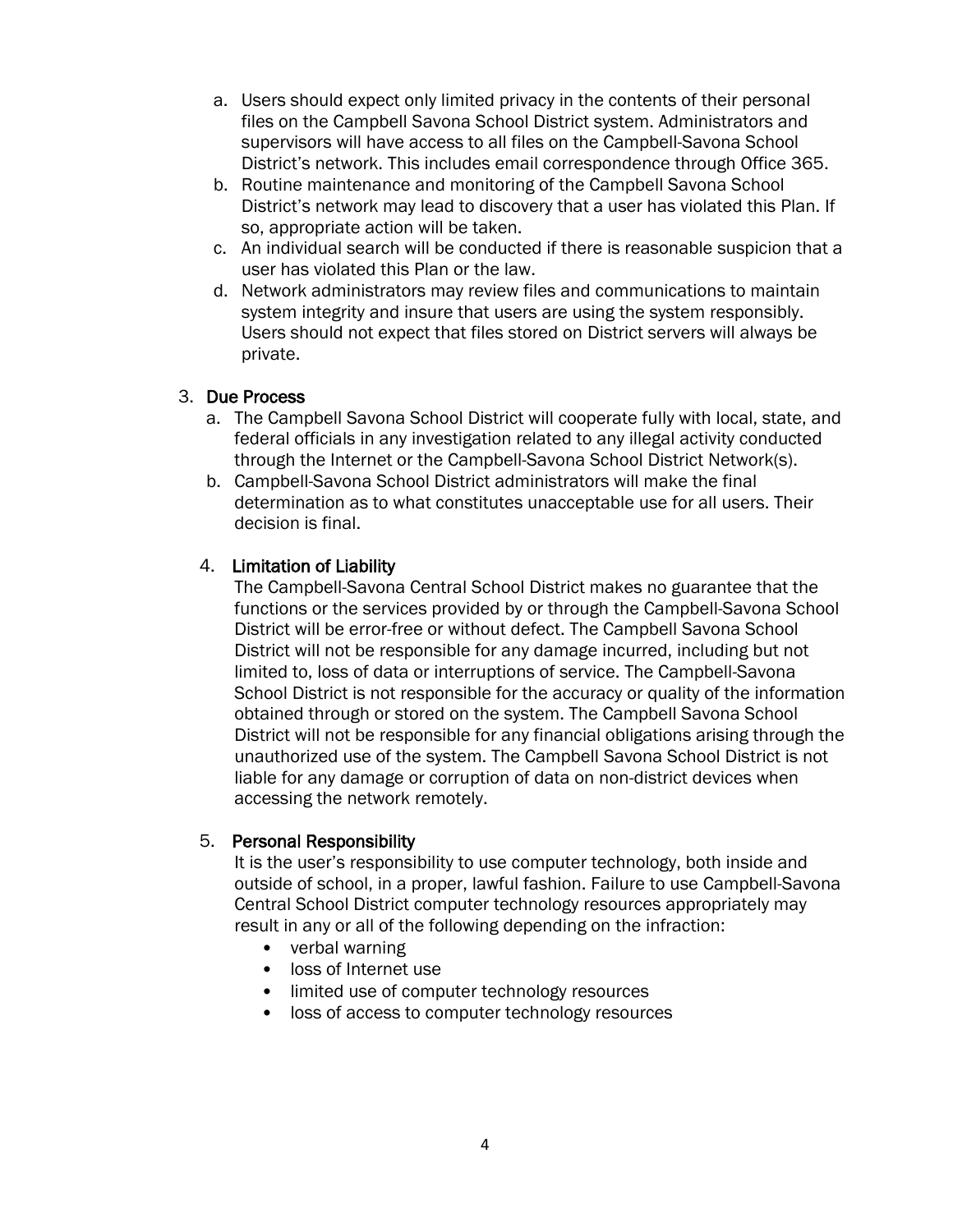a. Users should expect only limited privacy in the contents of their personal files on the Campbell Savona School District system. Administrators and supervisors will have access to all files on the Campbell-Savona School District's network. This includes email correspondence through Office 365.
b. Routine maintenance and monitoring of the Campbell Savona School District's network may lead to discovery that a user has violated this Plan. If so, appropriate action will be taken.
c. An individual search will be conducted if there is reasonable suspicion that a user has violated this Plan or the law.
d. Network administrators may review files and communications to maintain system integrity and insure that users are using the system responsibly. Users should not expect that files stored on District servers will always be private.

3. **Due Process**
   a. The Campbell Savona School District will cooperate fully with local, state, and federal officials in any investigation related to any illegal activity conducted through the Internet or the Campbell-Savona School District Network(s).
   b. Campbell-Savona School District administrators will make the final determination as to what constitutes unacceptable use for all users. Their decision is final.

4. **Limitation of Liability**

   The Campbell-Savona Central School District makes no guarantee that the functions or the services provided by or through the Campbell-Savona School District will be error-free or without defect. The Campbell Savona School District will not be responsible for any damage incurred, including but not limited to, loss of data or interruptions of service. The Campbell-Savona School District is not responsible for the accuracy or quality of the information obtained through or stored on the system. The Campbell Savona School District will not be responsible for any financial obligations arising through the unauthorized use of the system. The Campbell Savona School District is not liable for any damage or corruption of data on non-district devices when accessing the network remotely.

5. **Personal Responsibility**

   It is the user's responsibility to use computer technology, both inside and outside of school, in a proper, lawful fashion. Failure to use Campbell-Savona Central School District computer technology resources appropriately may result in any or all of the following depending on the infraction:
   - verbal warning
   - loss of Internet use
   - limited use of computer technology resources
   - loss of access to computer technology resources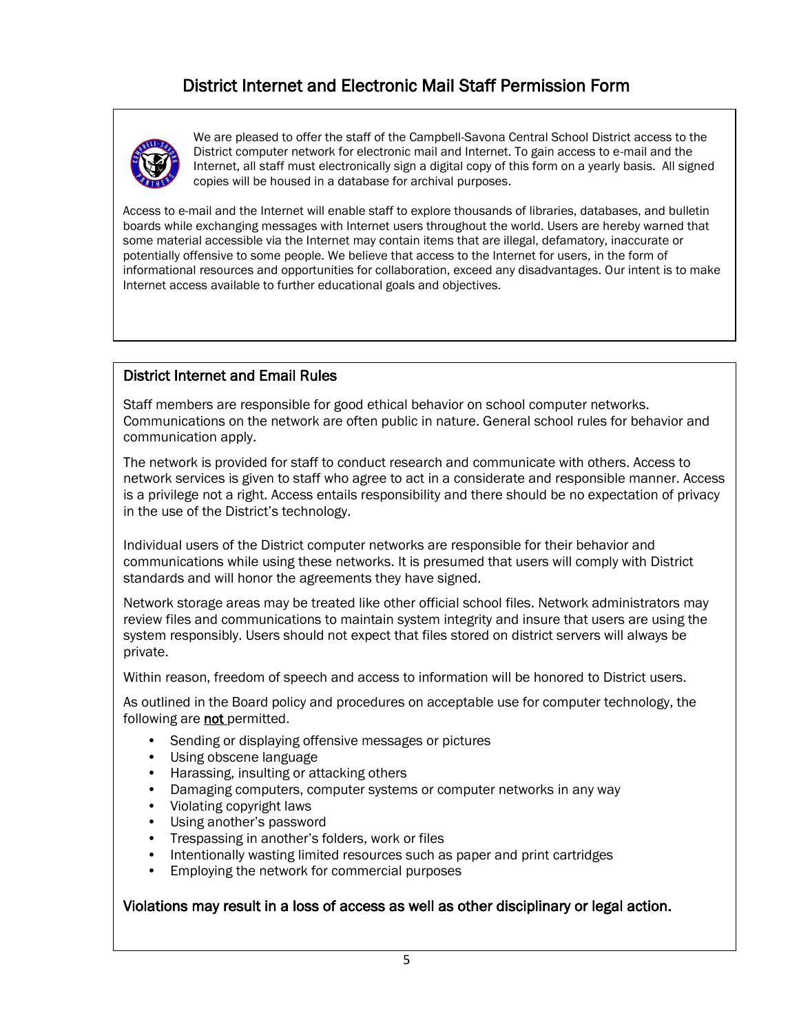# District Internet and Electronic Mail Staff Permission Form

We are pleased to offer the staff of the Campbell-Savona Central School District access to the District computer network for electronic mail and Internet. To gain access to e-mail and the Internet, all staff must electronically sign a digital copy of this form on a yearly basis. All signed copies will be housed in a database for archival purposes.

Access to e-mail and the Internet will enable staff to explore thousands of libraries, databases, and bulletin boards while exchanging messages with Internet users throughout the world. Users are hereby warned that some material accessible via the Internet may contain items that are illegal, defamatory, inaccurate or potentially offensive to some people. We believe that access to the Internet for users, in the form of informational resources and opportunities for collaboration, exceed any disadvantages. Our intent is to make Internet access available to further educational goals and objectives.

## District Internet and Email Rules

Staff members are responsible for good ethical behavior on school computer networks. Communications on the network are often public in nature. General school rules for behavior and communication apply.

The network is provided for staff to conduct research and communicate with others. Access to network services is given to staff who agree to act in a considerate and responsible manner. Access is a privilege not a right. Access entails responsibility and there should be no expectation of privacy in the use of the District's technology.

Individual users of the District computer networks are responsible for their behavior and communications while using these networks. It is presumed that users will comply with District standards and will honor the agreements they have signed.

Network storage areas may be treated like other official school files. Network administrators may review files and communications to maintain system integrity and insure that users are using the system responsibly. Users should not expect that files stored on district servers will always be private.

Within reason, freedom of speech and access to information will be honored to District users.

As outlined in the Board policy and procedures on acceptable use for computer technology, the following are <u>not</u> permitted.

- Sending or displaying offensive messages or pictures
- Using obscene language
- Harassing, insulting or attacking others
- Damaging computers, computer systems or computer networks in any way
- Violating copyright laws
- Using another's password
- Trespassing in another's folders, work or files
- Intentionally wasting limited resources such as paper and print cartridges
- Employing the network for commercial purposes

**Violations may result in a loss of access as well as other disciplinary or legal action.**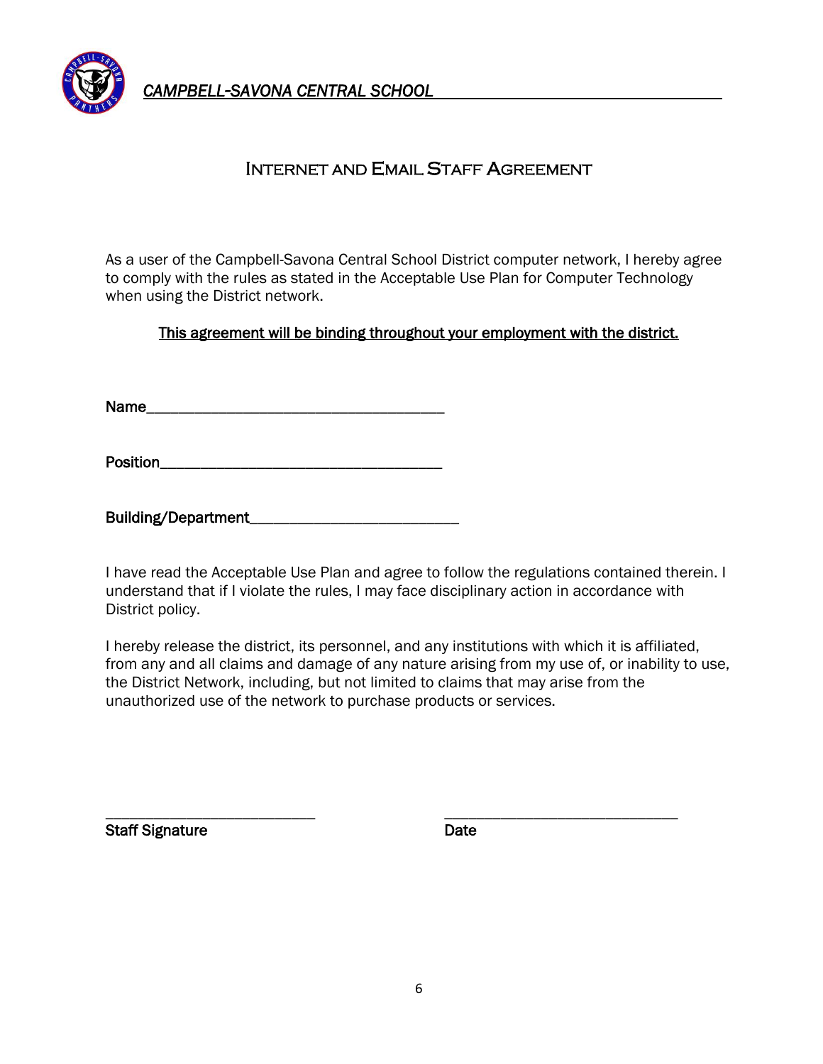## Internet and Email Staff Agreement

As a user of the Campbell-Savona Central School District computer network, I hereby agree to comply with the rules as stated in the Acceptable Use Plan for Computer Technology when using the District network.

<u>This agreement will be binding throughout your employment with the district.</u>

Name______________________________________

Position____________________________________

Building/Department___________________________

I have read the Acceptable Use Plan and agree to follow the regulations contained therein. I understand that if I violate the rules, I may face disciplinary action in accordance with District policy.

I hereby release the district, its personnel, and any institutions with which it is affiliated, from any and all claims and damage of any nature arising from my use of, or inability to use, the District Network, including, but not limited to claims that may arise from the unauthorized use of the network to purchase products or services.

___________________________ ______________________________

Staff Signature Date